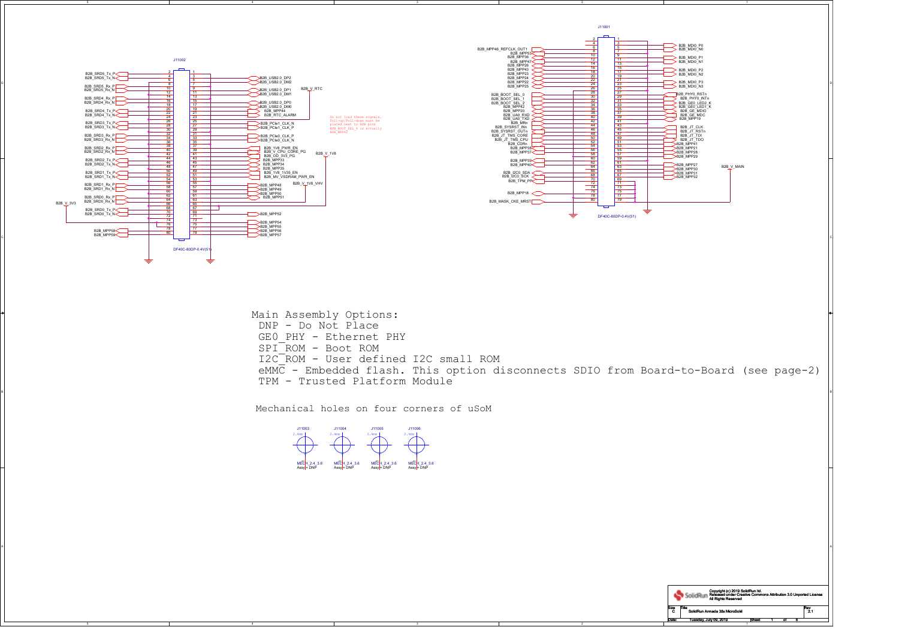## J11002 (DF40C-80DP-0.4V(51))

| Signal | Pin | Pin | Signal |
|---|---|---|---|
| | 2 | 1 | |
| B2B_SRD5_Tx_P | 4 | 3 | |
| B2B_SRD5_Tx_N | 6 | 5 | B2B_USB2.0_DP2 |
| | 8 | 7 | B2B_USB2.0_DM2 |
| B2B_SRD5_Rx_P | 10 | 9 | B2B_USB2.0_DP1 |
| B2B_SRD5_Rx_N | 12 | 11 | B2B_USB2.0_DM1 |
| B2B_SRD4_Rx_P | 14 | 13 | |
| B2B_SRD4_Rx_N | 16 | 15 | B2B_USB2.0_DP0 |
| | 18 | 17 | B2B_USB2.0_DM0 |
| B2B_SRD4_Tx_P | 20 | 19 | B2B_MPP44 |
| B2B_SRD4_Tx_N | 22 | 21 | B2B_RTC_ALARM |
| | 24 | 23 | |
| B2B_SRD3_Tx_P | 26 | 25 | B2B_PCIe1_CLK_N |
| B2B_SRD3_Tx_N | 28 | 27 | B2B_PCIe1_CLK_P |
| | 30 | 29 | |
| B2B_SRD3_Rx_P | 32 | 31 | B2B_PCIe0_CLK_P |
| B2B_SRD3_Rx_N | 34 | 33 | B2B_PCIe0_CLK_N |
| | 36 | 35 | |
| B2B_SRD2_Rx_P | 38 | 37 | B2B_1V8_PWR_EN |
| B2B_SRD2_Rx_N | 40 | 39 | B2B_V_CPU_CORE_PG |
| | 42 | 41 | B2B_OD_3V3_PG |
| B2B_SRD2_Tx_P | 44 | 43 | B2B_MPP33 |
| B2B_SRD2_Tx_N | 46 | 45 | B2B_MPP34 |
| | 48 | 47 | B2B_MPP35 |
| B2B_SRD1_Tx_P | 50 | 49 | B2B_1V8_1V35_EN |
| B2B_SRD1_Tx_N | 52 | 51 | B2B_MV_VSDRAM_PWR_EN |
| | 54 | 53 | |
| B2B_SRD1_Rx_P | 56 | 55 | |
| B2B_SRD1_Rx_N | 58 | 57 | B2B_MPP48 |
| | 60 | 59 | B2B_MPP49 |
| B2B_SRD0_Rx_P | 62 | 61 | B2B_MPP50 |
| B2B_SRD0_Rx_N | 64 | 63 | B2B_MPP51 |
| | 66 | 65 | |
| B2B_SRD0_Tx_P | 68 | 67 | |
| B2B_SRD0_Tx_N | 70 | 69 | |
| | 72 | 71 | B2B_MPP52 |
| | 74 | 73 | B2B_MPP54 |
| | 76 | 75 | B2B_MPP55 |
| B2B_MPP58 | 78 | 77 | B2B_MPP56 |
| B2B_MPP59 | 80 | 79 | B2B_MPP57 |

Power rails: B2B_V_3V3, B2B_V_RTC, B2B_V_1V8, B2B_V_1V8_VHV

Do not load these signals. Pull-up/Pull-down must be placed next to B2B pins. B2B_BOOT_SEL_4 is actually B2B_MPP42

## J11001 (DF40C-80DP-0.4V(51))

| Signal | Pin | Pin | Signal |
|---|---|---|---|
| | 2 | 1 | |
| | 4 | 3 | B2B_MDI0_P0 |
| B2B_MPP46_REFCLK_OUT1 | 6 | 5 | B2B_MDI0_N0 |
| B2B_MPP53 | 8 | 7 | |
| B2B_MPP36 | 10 | 9 | B2B_MDI0_P1 |
| B2B_MPP47 | 12 | 11 | B2B_MDI0_N1 |
| B2B_MPP26 | 14 | 13 | |
| B2B_MPP43 | 16 | 15 | B2B_MDI0_P2 |
| B2B_MPP23 | 18 | 17 | B2B_MDI0_N2 |
| B2B_MPP24 | 20 | 19 | |
| B2B_MPP22 | 22 | 21 | B2B_MDI0_P3 |
| B2B_MPP25 | 24 | 23 | B2B_MDI0_N3 |
| | 26 | 25 | |
| B2B_BOOT_SEL_0 | 28 | 27 | B2B_PHY0_RSTn |
| B2B_BOOT_SEL_1 | 30 | 29 | B2B_PHY0_INTn |
| B2B_BOOT_SEL_2 | 32 | 31 | B2B_GE0_LED2_K |
| B2B_MPP42 | 34 | 33 | B2B_GE0_LED1_K |
| B2B_MPP20 | 36 | 35 | B2B_GE_MDIO |
| B2B_UA0_RXD | 38 | 37 | B2B_GE_MDC |
| B2B_UA0_TXD | 40 | 39 | B2B_MPP19 |
| B2B_MRn | 42 | 41 | |
| B2B_SYSRST_INn | 44 | 43 | |
| B2B_SYSRST_OUTn | 46 | 45 | B2B_JT_CLK |
| B2B_JT_TMS_CORE | 48 | 47 | B2B_JT_RSTn |
| B2B_JT_TMS_CPU | 50 | 49 | B2B_JT_TDI |
| B2B_CDRn | 52 | 51 | B2B_JT_TDO |
| B2B_MPP38 | 54 | 53 | B2B_MPP41 |
| B2B_MPP37 | 56 | 55 | B2B_MPP21 |
| | 58 | 57 | B2B_MPP28 |
| B2B_MPP39 | 60 | 59 | B2B_MPP29 |
| B2B_MPP40 | 62 | 61 | |
| | 64 | 63 | B2B_MPP27 |
| B2B_I2C0_SDA | 66 | 65 | B2B_MPP30 |
| B2B_I2C0_SCK | 68 | 67 | B2B_MPP31 |
| B2B_TPM_PP | 70 | 69 | B2B_MPP32 |
| | 72 | 71 | |
| | 74 | 73 | |
| B2B_MPP18 | 76 | 75 | |
| | 78 | 77 | |
| B2B_MASK_CKE_MRST | 80 | 79 | |

Power rail: B2B_V_MAIN

```
Main Assembly Options:
 DNP - Do Not Place
 GE0_PHY - Ethernet PHY
 SPI_ROM - Boot ROM
 I2C_ROM - User defined I2C small ROM
 eMMC - Embedded flash. This option disconnects SDIO from Board-to-Board (see page-2)
 TPM - Trusted Platform Module

 Mechanical holes on four corners of uSoM
```

J11003, J11004, J11005, J11006: 2.4mm, MECH_2.4_3.6, Assy = DNP

Copyright (c) 2019 SolidRun ltd.
Released under Creative Commons Attribution 3.0 Unported License
All Rights Reserved

Size: C | Title: SolidRun Armada 38x MicroSoM | Rev: 2.1
Date: Tuesday, July 09, 2019 | Sheet 1 of 6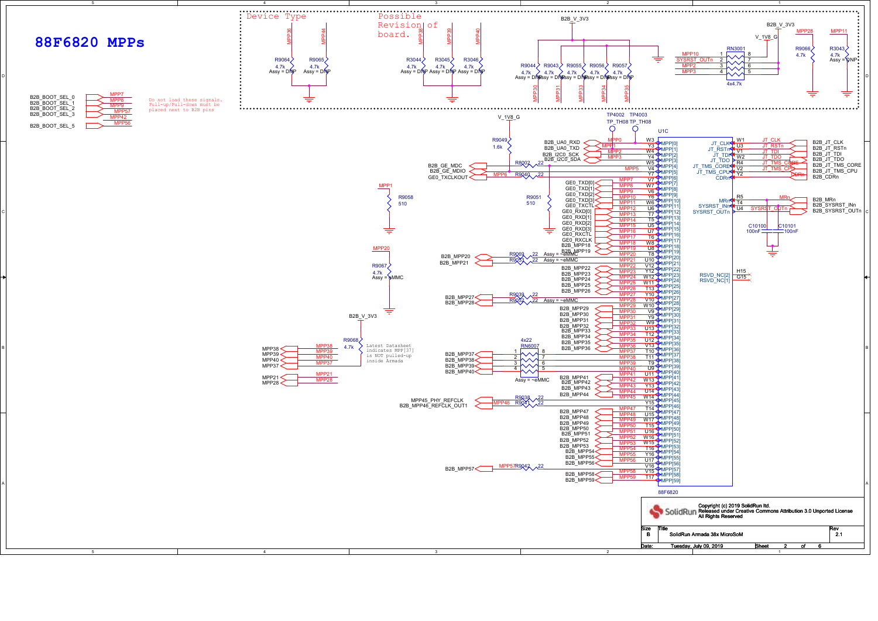# 88F6820 MPPs

## Device Type / Possible Revision of board.

| Signal | Resistor | Value | Assy |
|---|---|---|---|
| MPP36 | R9064 | 4.7k | DNP |
| MPP44 | R9065 | 4.7k | DNP |
| MPP38 | R3044 | 4.7k | DNP |
| MPP39 | R3045 | 4.7k | DNP |
| MPP40 | R3046 | 4.7k | DNP |

B2B_V_3V3

| Signal | Resistor | Value | Assy |
|---|---|---|---|
| MPP30 | R9044 | 4.7k | DNP |
| MPP31 | R9043 | 4.7k | DNP |
| MPP33 | R9055 | 4.7k | DNP |
| MPP34 | R9056 | 4.7k | DNP |
| MPP35 | R9057 | 4.7k | DNP |

## Boot select

| B2B Signal | MPP |
|---|---|
| B2B_BOOT_SEL_0 | MPP7 |
| B2B_BOOT_SEL_1 | MPP8 |
| B2B_BOOT_SEL_2 | MPP9 |
| B2B_BOOT_SEL_3 | MPP57 |
| | MPP42 |
| B2B_BOOT_SEL_5 | MPP56 |

Do not load these signals. Pull-up/Pull-down must be placed next to B2B pins

## Pull-ups (B2B_V_3V3 / V_1V8_G)

RN3001 4x4.7k: MPP10 / SYSRST_OUTn (1-8), MPP2 (3-6), MPP3 (4-5), V_1V8_G

R9066 4.7k: MPP28; R3043 4.7k Assy = DNP: MPP11

R9049 1.6k: V_1V8_G – MPP0/MPP1

R9058 510: MPP1; R9051 510

R9067 4.7k Assy = eMMC: MPP20

R9068 4.7k: B2B_V_3V3 – MPP37. Latest Datasheet indicates MPP[37] is NOT pulled-up inside Armada

MPP38, MPP39, MPP40, MPP37, MPP21, MPP28

TP4002 TP_TH08, TP4003 TP_TH08

## U1C 88F6820

| Net | MPP | Pin |
|---|---|---|
| B2B_UA0_RXD | MPP0 | W3 |
| B2B_UA0_TXD | MPP1 | Y3 |
| B2B_I2C0_SCK | MPP2 | W4 |
| B2B_I2C0_SDA | MPP3 | Y4 |
| B2B_GE_MDC (R8002 22) | MPP4 | W5 |
| B2B_GE_MDIO | MPP5 | V4 |
| GE0_TXCLKOUT (R9040 22) | MPP6 | Y7 |
| GE0_TXD[0] | MPP7 | V7 |
| GE0_TXD[1] | MPP8 | W7 |
| GE0_TXD[2] | MPP9 | Y6 |
| GE0_TXD[3] | MPP10 | V6 |
| GE0_TXCTL | MPP11 | W6 |
| GE0_RXD[0] | MPP12 | U6 |
| GE0_RXD[1] | MPP13 | T7 |
| GE0_RXD[2] | MPP14 | T5 |
| GE0_RXD[3] | MPP15 | U5 |
| GE0_RXCTL | MPP16 | U7 |
| GE0_RXCLK | MPP17 | T6 |
| B2B_MPP18 | MPP18 | W8 |
| B2B_MPP19 | MPP19 | U8 |
| B2B_MPP20 (R9069 22, Assy = ~eMMC) | MPP20 | T8 |
| B2B_MPP21 (R9053 22, Assy = ~eMMC) | MPP21 | U10 |
| B2B_MPP22 | MPP22 | V12 |
| B2B_MPP23 | MPP23 | Y12 |
| B2B_MPP24 | MPP24 | W12 |
| B2B_MPP25 | MPP25 | W11 |
| B2B_MPP26 | MPP26 | T13 |
| B2B_MPP27 (R9039 22) | MPP27 | Y10 |
| B2B_MPP28 (R9052 22, Assy = ~eMMC) | MPP28 | V10 |
| B2B_MPP29 | MPP29 | W10 |
| B2B_MPP30 | MPP30 | V9 |
| B2B_MPP31 | MPP31 | Y9 |
| B2B_MPP32 | MPP32 | W9 |
| B2B_MPP33 | MPP33 | U13 |
| B2B_MPP34 | MPP34 | T12 |
| B2B_MPP35 | MPP35 | U12 |
| B2B_MPP36 | MPP36 | V13 |
| B2B_MPP37 (RN6007 4x22) | MPP37 | T10 |
| B2B_MPP38 (RN6007) | MPP38 | T11 |
| B2B_MPP39 (RN6007) | MPP39 | T9 |
| B2B_MPP40 (RN6007, Assy = ~eMMC) | MPP40 | U9 |
| B2B_MPP41 | MPP41 | U11 |
| B2B_MPP42 | MPP42 | W13 |
| B2B_MPP43 | MPP43 | Y13 |
| B2B_MPP44 | MPP44 | U14 |
| MPP45_PHY_REFCLK (R9038 22) | MPP45 | W14 |
| B2B_MPP46_REFCLK_OUT1 (R9041 22) | MPP46 | Y15 |
| B2B_MPP47 | MPP47 | T14 |
| B2B_MPP48 | MPP48 | U15 |
| B2B_MPP49 | MPP49 | W17 |
| B2B_MPP50 | MPP50 | T15 |
| B2B_MPP51 | MPP51 | U16 |
| B2B_MPP52 | MPP52 | W16 |
| B2B_MPP53 | MPP53 | W15 |
| B2B_MPP54 | MPP54 | T16 |
| B2B_MPP55 | MPP55 | Y16 |
| B2B_MPP56 | MPP56 | U17 |
| B2B_MPP57 (R9042 22) | MPP57 | V16 |
| B2B_MPP58 | MPP58 | V15 |
| B2B_MPP59 | MPP59 | T17 |

| Net | Signal | Pin |
|---|---|---|
| B2B_JT_CLK | JT_CLK | W1 |
| B2B_JT_RSTn | JT_RSTn | U3 |
| B2B_JT_TDI | JT_TDI | V1 |
| B2B_JT_TDO | JT_TDO | W2 |
| B2B_JT_TMS_CORE | JT_TMS_CORE | R4 |
| B2B_JT_TMS_CPU | JT_TMS_CPU | V2 |
| B2B_CDRn | CDRn | Y2 |
| B2B_MRn | MRn | R5 |
| B2B_SYSRST_INn | SYSRST_INn | T4 |
| B2B_SYSRST_OUTn | SYSRST_OUTn | U4 |
| | RSVD_NC[2] | H15 |
| | RSVD_NC[1] | G15 |

C10100 100nF, C10101 100nF

Copyright (c) 2019 SolidRun ltd. Released under Creative Commons Attribution 3.0 Unported License. All Rights Reserved

| Size | Title | Rev |
|---|---|---|
| B | SolidRun Armada 38x MicroSoM | 2.1 |

Date: Tuesday, July 09, 2019 Sheet 2 of 6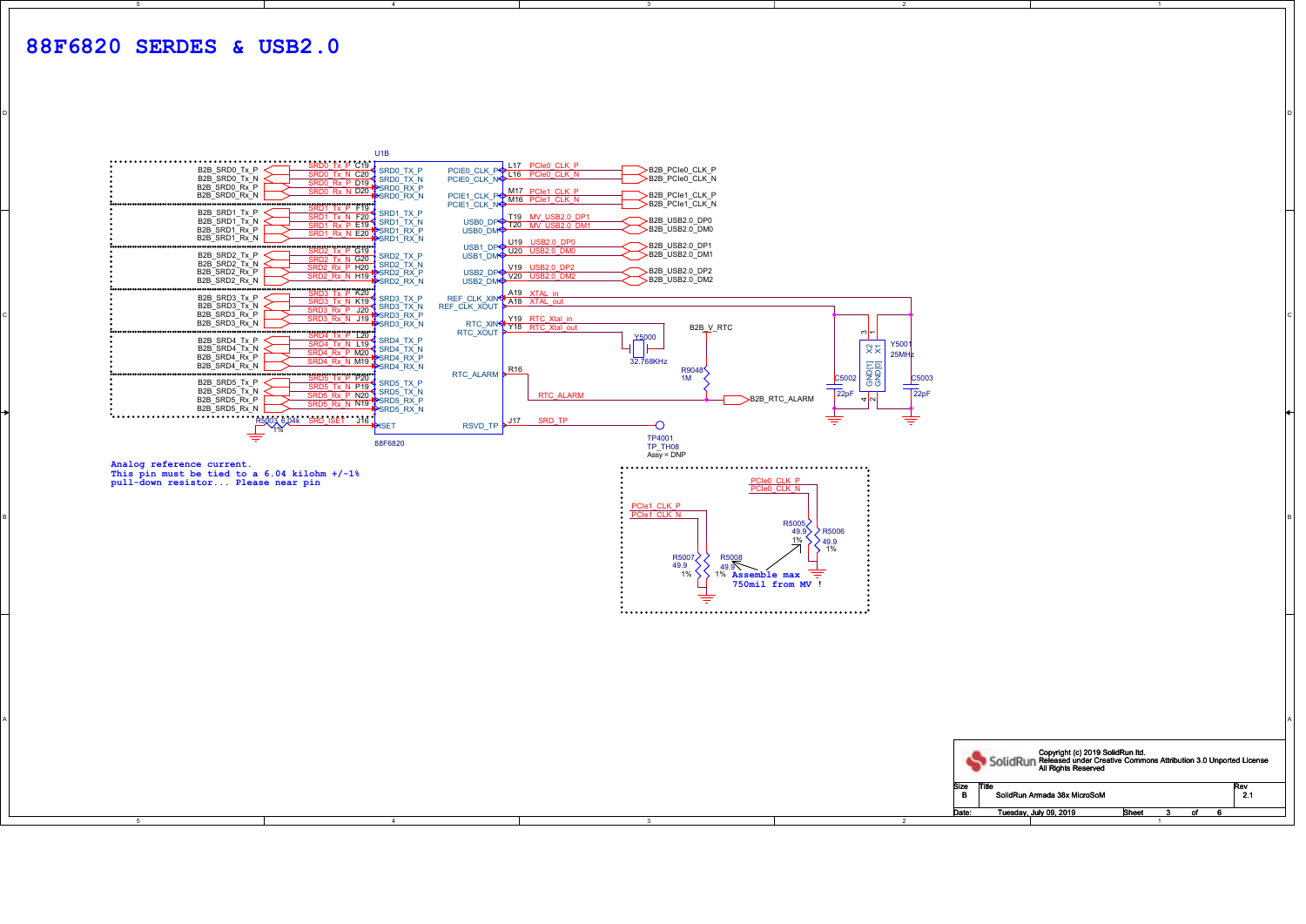# 88F6820 SERDES & USB2.0

U1B — 88F6820

| Connector net | Net | Pin | U1B pin name |
|---|---|---|---|
| B2B_SRD0_Tx_P | SRD0_Tx_P | C19 | SRD0_TX_P |
| B2B_SRD0_Tx_N | SRD0_Tx_N | C20 | SRD0_TX_N |
| B2B_SRD0_Rx_P | SRD0_Rx_P | D19 | SRD0_RX_P |
| B2B_SRD0_Rx_N | SRD0_Rx_N | D20 | SRD0_RX_N |
| B2B_SRD1_Tx_P | SRD1_Tx_P | F19 | SRD1_TX_P |
| B2B_SRD1_Tx_N | SRD1_Tx_N | F20 | SRD1_TX_N |
| B2B_SRD1_Rx_P | SRD1_Rx_P | E19 | SRD1_RX_P |
| B2B_SRD1_Rx_N | SRD1_Rx_N | E20 | SRD1_RX_N |
| B2B_SRD2_Tx_P | SRD2_Tx_P | G19 | SRD2_TX_P |
| B2B_SRD2_Tx_N | SRD2_Tx_N | G20 | SRD2_TX_N |
| B2B_SRD2_Rx_P | SRD2_Rx_P | H20 | SRD2_RX_P |
| B2B_SRD2_Rx_N | SRD2_Rx_N | H19 | SRD2_RX_N |
| B2B_SRD3_Tx_P | SRD3_Tx_P | K20 | SRD3_TX_P |
| B2B_SRD3_Tx_N | SRD3_Tx_N | K19 | SRD3_TX_N |
| B2B_SRD3_Rx_P | SRD3_Rx_P | J20 | SRD3_RX_P |
| B2B_SRD3_Rx_N | SRD3_Rx_N | J19 | SRD3_RX_N |
| B2B_SRD4_Tx_P | SRD4_Tx_P | L20 | SRD4_TX_P |
| B2B_SRD4_Tx_N | SRD4_Tx_N | L19 | SRD4_TX_N |
| B2B_SRD4_Rx_P | SRD4_Rx_P | M20 | SRD4_RX_P |
| B2B_SRD4_Rx_N | SRD4_Rx_N | M19 | SRD4_RX_N |
| B2B_SRD5_Tx_P | SRD5_Tx_P | P20 | SRD5_TX_P |
| B2B_SRD5_Tx_N | SRD5_Tx_N | P19 | SRD5_TX_N |
| B2B_SRD5_Rx_P | SRD5_Rx_P | N20 | SRD5_RX_P |
| B2B_SRD5_Rx_N | SRD5_Rx_N | N19 | SRD5_RX_N |
| R5003 6.04K 1% | SRD_ISET | J18 | ISET |

| U1B pin name | Pin | Net | Connector / component |
|---|---|---|---|
| PCIE0_CLK_P | L17 | PCIe0_CLK_P | B2B_PCIe0_CLK_P |
| PCIE0_CLK_N | L16 | PCIe0_CLK_N | B2B_PCIe0_CLK_N |
| PCIE1_CLK_P | M17 | PCIe1_CLK_P | B2B_PCIe1_CLK_P |
| PCIE1_CLK_N | M16 | PCIe1_CLK_N | B2B_PCIe1_CLK_N |
| USB0_DP | T19 | MV_USB2.0_DP1 | B2B_USB2.0_DP0 |
| USB0_DM | T20 | MV_USB2.0_DM1 | B2B_USB2.0_DM0 |
| USB1_DP | U19 | USB2.0_DP0 | B2B_USB2.0_DP1 |
| USB1_DM | U20 | USB2.0_DM0 | B2B_USB2.0_DM1 |
| USB2_DP | V19 | USB2.0_DP2 | B2B_USB2.0_DP2 |
| USB2_DM | V20 | USB2.0_DM2 | B2B_USB2.0_DM2 |
| REF_CLK_XIN | A19 | XTAL_in | Y5001 25MHz, C5002 22pF |
| REF_CLK_XOUT | A18 | XTAL_out | Y5001 25MHz, C5003 22pF |
| RTC_XIN | Y19 | RTC_Xtal_in | Y5000 32.768KHz |
| RTC_XOUT | Y18 | RTC_Xtal_out | Y5000 32.768KHz |
| RTC_ALARM | R16 | RTC_ALARM | B2B_RTC_ALARM (R9048 1M pull-up to B2B_V_RTC) |
| RSVD_TP | J17 | SRD_TP | TP4001 TP_TH08 Assy = DNP |

Analog reference current.
This pin must be tied to a 6.04 kilohm +/-1% pull-down resistor... Please near pin

PCIe0_CLK_P — R5005 49.9 1%; PCIe0_CLK_N — R5006 49.9 1%
PCIe1_CLK_P — R5007 49.9 1%; PCIe1_CLK_N — R5008 49.9 1%

Assemble max 750mil from MV !

Copyright (c) 2019 SolidRun ltd.
Released under Creative Commons Attribution 3.0 Unported License
All Rights Reserved

Size: B — Title: SolidRun Armada 38x MicroSoM — Rev: 2.1
Date: Tuesday, July 09, 2019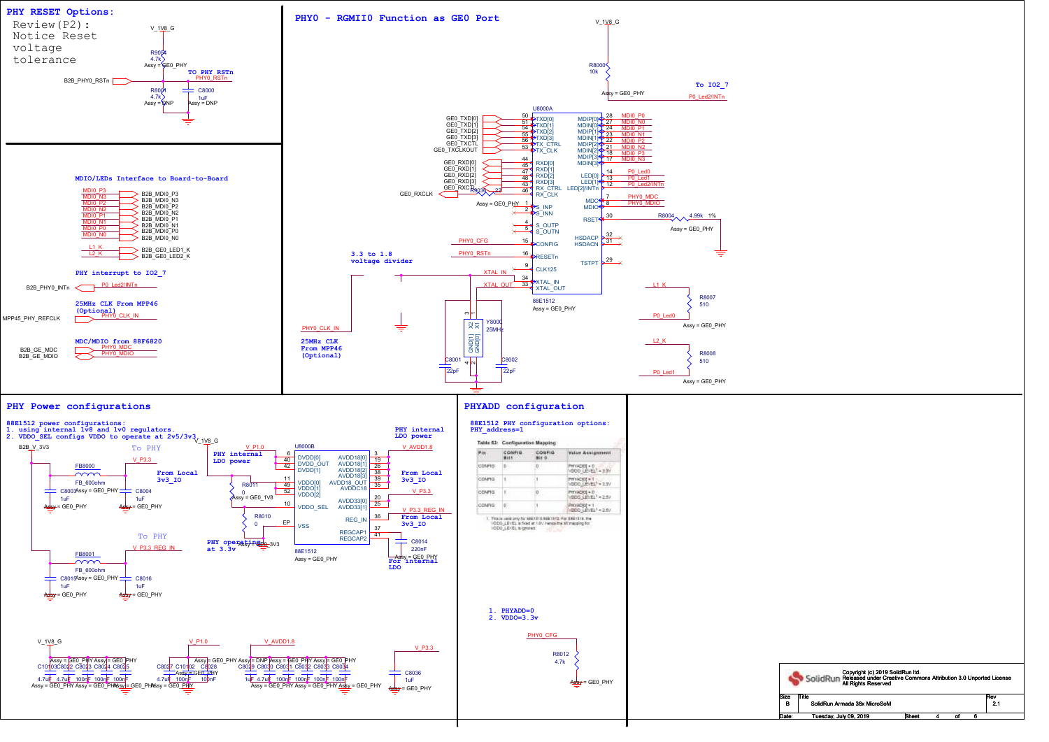## PHY RESET Options:

Review(P2):
Notice Reset voltage tolerance

V_1V8_G
R9004 4.7k Assy = GE0_PHY
B2B_PHY0_RSTn
TO PHY RSTn
PHY0_RSTn
R8001 4.7k Assy = DNP
C8000 1uF Assy = DNP

## PHY0 - RGMII0 Function as GE0 Port

V_1V8_G
R8000 10k
Assy = GE0_PHY
To IO2_7
P0_Led2/INTn

U8000A

| Signal | Pin | U8000A | U8000A | Pin | Signal |
|---|---|---|---|---|---|
| GE0_TXD[0] | 50 | TXD[0] | MDIP[0] | 28 | MDI0_P0 |
| GE0_TXD[1] | 51 | TXD[1] | MDIN[0] | 27 | MDI0_N0 |
| GE0_TXD[2] | 54 | TXD[2] | MDIP[1] | 24 | MDI0_P1 |
| GE0_TXD[3] | 55 | TXD[3] | MDIN[1] | 23 | MDI0_N1 |
| GE0_TXCTL | 56 | TX_CTRL | MDIP[2] | 22 | MDI0_P2 |
| GE0_TXCLKOUT | 53 | TX_CLK | MDIN[2] | 21 | MDI0_N2 |
| | | | MDIP[3] | 18 | MDI0_P3 |
| | | | MDIN[3] | 17 | MDI0_N3 |
| GE0_RXD[0] | 44 | RXD[0] | | | |
| GE0_RXD[1] | 45 | RXD[1] | LED[0] | 14 | P0_Led0 |
| GE0_RXD[2] | 47 | RXD[2] | LED[1] | 13 | P0_Led1 |
| GE0_RXD[3] | 48 | RXD[3] | LED[2]/INTn | 12 | P0_Led2/INTn |
| GE0_RXCTL | 43 | RX_CTRL | | | |
| GE0_RXCLK (R8003 22) | 46 | RX_CLK | MDC | 7 | PHY0_MDC |
| | 1 | S_INP | MDIO | 8 | PHY0_MDIO |
| | 2 | S_INN | RSET | 30 | R8004 4.99k 1% |
| | 4 | S_OUTP | | | |
| | 5 | S_OUTN | HSDACP | 32 | |
| PHY0_CFG | 15 | CONFIG | HSDACN | 31 | |
| PHY0_RSTn | 16 | RESETn | | | |
| | 9 | CLK125 | TSTPT | 29 | |
| XTAL_IN | 34 | XTAL_IN | | | |
| XTAL_OUT | 33 | XTAL_OUT | | | |

88E1512 Assy = GE0_PHY

Assy = GE0_PHY

3.3 to 1.8 voltage divider

PHY0_CLK_IN

25MHz CLK From MPP46 (Optional)

Y8000 25MHz
C8001 22pF
C8002 22pF

L1_K — R8007 510 — P0_Led0 Assy = GE0_PHY
L2_K — R8008 510 — P0_Led1 Assy = GE0_PHY

## MDIO/LEDs Interface to Board-to-Board

| Signal | B2B |
|---|---|
| MDI0_P3 | B2B_MDI0_P3 |
| MDI0_N3 | B2B_MDI0_N3 |
| MDI0_P2 | B2B_MDI0_P2 |
| MDI0_N2 | B2B_MDI0_N2 |
| MDI0_P1 | B2B_MDI0_P1 |
| MDI0_N1 | B2B_MDI0_N1 |
| MDI0_P0 | B2B_MDI0_P0 |
| MDI0_N0 | B2B_MDI0_N0 |
| L1_K | B2B_GE0_LED1_K |
| L2_K | B2B_GE0_LED2_K |

PHY interrupt to IO2_7
B2B_PHY0_INTn — P0_Led2/INTn

25MHz CLK From MPP46 (Optional)
MPP45_PHY_REFCLK — PHY0_CLK_IN

MDC/MDIO from 88F6820
B2B_GE_MDC — PHY0_MDC
B2B_GE_MDIO — PHY0_MDIO

## PHY Power configurations

88E1512 power configurations:
1. using internal 1v8 and 1v0 regulators.
2. VDDO_SEL configs VDDO to operate at 2v5/3v3

B2B_V_3V3
To PHY — V_P3.3: FB8000 FB_600ohm, C8003 1uF Assy = GE0_PHY, C8004 1uF Assy = GE0_PHY
From Local 3v3_IO
To PHY — V_P3.3_REG_IN: FB8001 FB_600ohm, C8015 1uF Assy = GE0_PHY, C8016 1uF Assy = GE0_PHY

V_1V8_G
PHY internal LDO power
V_P1.0
R8011 0 Assy = GE0_V1V8
R8010 0
PHY operating at 3.3v
Assy = GE0_3V3

U8000B

| Pin | Function | Function | Pin | Net |
|---|---|---|---|---|
| 6 | DVDD[0] | AVDD18[0] | 3 | V_AVDD1.8 |
| 40 | DVDD_OUT | AVDD18[1] | 19 | |
| 42 | DVDD[1] | AVDD18[2] | 26 | |
| | | AVDD18[3] | 38 | |
| 11 | VDDO[0] | AVDD18_OUT | 39 | |
| 49 | VDDO[1] | AVDDC18 | 35 | |
| 52 | VDDO[2] | | | |
| 10 | VDDO_SEL | AVDD33[0] | 20 | V_P3.3 |
| | | AVDD33[1] | 25 | |
| EP | VSS | REG_IN | 36 | V_P3.3_REG_IN |
| | | REGCAP1 | 37 | |
| | | REGCAP2 | 41 | C8014 220nF |

88E1512 Assy = GE0_PHY

PHY internal LDO power
From Local 3v3_IO
From Local 3v3_IO
For internal LDO
Assy = GE0_PHY

V_1V8_G: C10103, C8022, C8023, C8024, C8025 (4.7uF, 4.7uF, 100nF, 100nF, 100nF) Assy = GE0_PHY
V_P1.0: C8027, C10102, C8028 (4.7uF, 100nF, 100nF) Assy = GE0_PHY
V_AVDD1.8: C8029, C8030, C8031, C8032, C8033, C8034 (1uF, 4.7uF, 100nF, 100nF, 100nF, 100nF) Assy = DNP / GE0_PHY
V_P3.3: C8036 1uF Assy = GE0_PHY

## PHYADD configuration

88E1512 PHY configuration options:
PHY_address=1

Table 53: Configuration Mapping

| Pin | CONFIG Bit 1 | CONFIG Bit 0 | Value Assignment |
|---|---|---|---|
| CONFIG | 0 | 0 | PHYADD[0] = 0, VDDO_LEVEL[1] = 3.3V |
| CONFIG | 0 | 1 | PHYADD[0] = 1, VDDO_LEVEL[1] = 3.3V |
| CONFIG | 1 | 0 | PHYADD[0] = 0, VDDO_LEVEL[1] = 2.5V |
| CONFIG | 0 | 1 | PHYADD[0] = 1, VDDO_LEVEL[1] = 2.5V |

1. This is used only for 88E1510/88E1512. For 88E1518, the VDDO_LEVEL is fixed at 1.8V, hence the bit mapping for VDDO_LEVEL is ignored.

1. PHYADD=0
2. VDDO=3.3v

PHY0_CFG
R8012 4.7k
Assy = GE0_PHY

Copyright (c) 2019 SolidRun ltd.
Released under Creative Commons Attribution 3.0 Unported License
All Rights Reserved

| Size | Title | Rev |
|---|---|---|
| B | SolidRun Armada 38x MicroSoM | 2.1 |
| Date: Tuesday, July 09, 2019 | Sheet 4 of 6 | |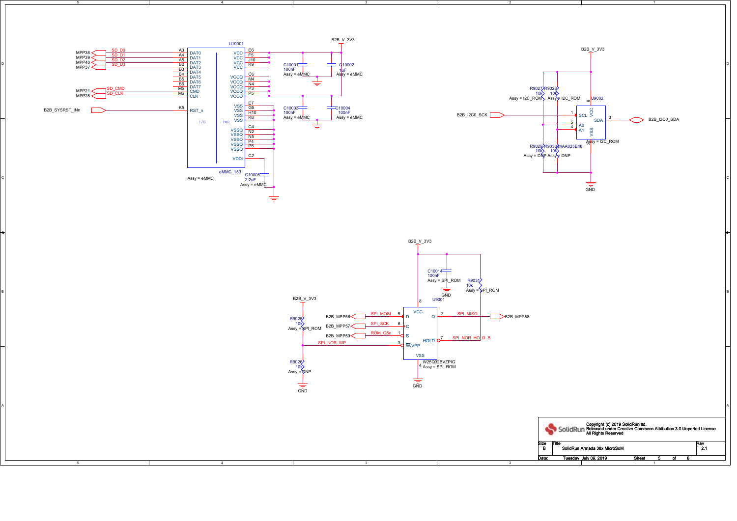## eMMC (U10001, eMMC_153, Assy = eMMC)

| Net | Pin | Signal |
|---|---|---|
| MPP38 — SD_D0 | A3 | DAT0 |
| MPP39 — SD_D1 | A4 | DAT1 |
| MPP40 — SD_D2 | A5 | DAT2 |
| MPP37 — SD_D3 | B2 | DAT3 |
| | B3 | DAT4 |
| | B4 | DAT5 |
| | B5 | DAT6 |
| | B6 | DAT7 |
| MPP21 — SD_CMD | M5 | CMD |
| MPP28 — SD_CLK | M6 | CLK |
| B2B_SYSRST_INn | K5 | RST_n |
| B2B_V_3V3 | E6, F5, J10, K9 | VCC |
| B2B_V_3V3 | C6, M4, N4, P3, P5 | VCCQ |
| GND | E7, G5, H10, K8 | VSS |
| GND | C4, N2, N5, P4, P6 | VSSQ |
| C10005 | C2 | VDDi |

- C10001 100nF Assy = eMMC
- C10002 1uF Assy = eMMC
- C10003 100nF Assy = eMMC
- C10004 100nF Assy = eMMC
- C10005 2.2uF Assy = eMMC

## I2C ROM (U9002, 24AA025E48)

| Pin | Signal | Net |
|---|---|---|
| 1 | SCL | B2B_I2C0_SCK |
| 3 | SDA | B2B_I2C0_SDA |
| 5 | A0 | |
| 4 | A1 | |
| 6 | VCC | B2B_V_3V3 |
| 2 | VSS | GND |

- R9027 10k Assy = I2C_ROM
- R9028 10k Assy = I2C_ROM
- R9029 10k Assy = DNP
- R9030 10k Assy = DNP
- Assy = I2C_ROM

## SPI NOR (U9001, W25Q32BVZPIG, Assy = SPI_ROM)

| Net | Signal | Pin | Function |
|---|---|---|---|
| B2B_MPP56 | SPI_MOSI | 5 | D |
| B2B_MPP57 | SPI_SCK | 6 | C |
| B2B_MPP59 | ROM_CSn | 1 | S |
| | SPI_NOR_WP | 3 | W/VPP |
| B2B_MPP58 | SPI_MISO | 2 | Q |
| | SPI_NOR_HOLD_B | 7 | HOLD |
| B2B_V_3V3 | | 8 | VCC |
| GND | | 4 | VSS |

- C10014 100nF Assy = SPI_ROM
- R9031 10k Assy = SPI_ROM
- R9025 10k Assy = SPI_ROM
- R9026 10k Assy = DNP

---

Copyright (c) 2019 SolidRun ltd.
Released under Creative Commons Attribution 3.0 Unported License
All Rights Reserved

| Size | Title | Rev |
|---|---|---|
| B | SolidRun Armada 38x MicroSoM | 2.1 |

Date: Tuesday, July 09, 2019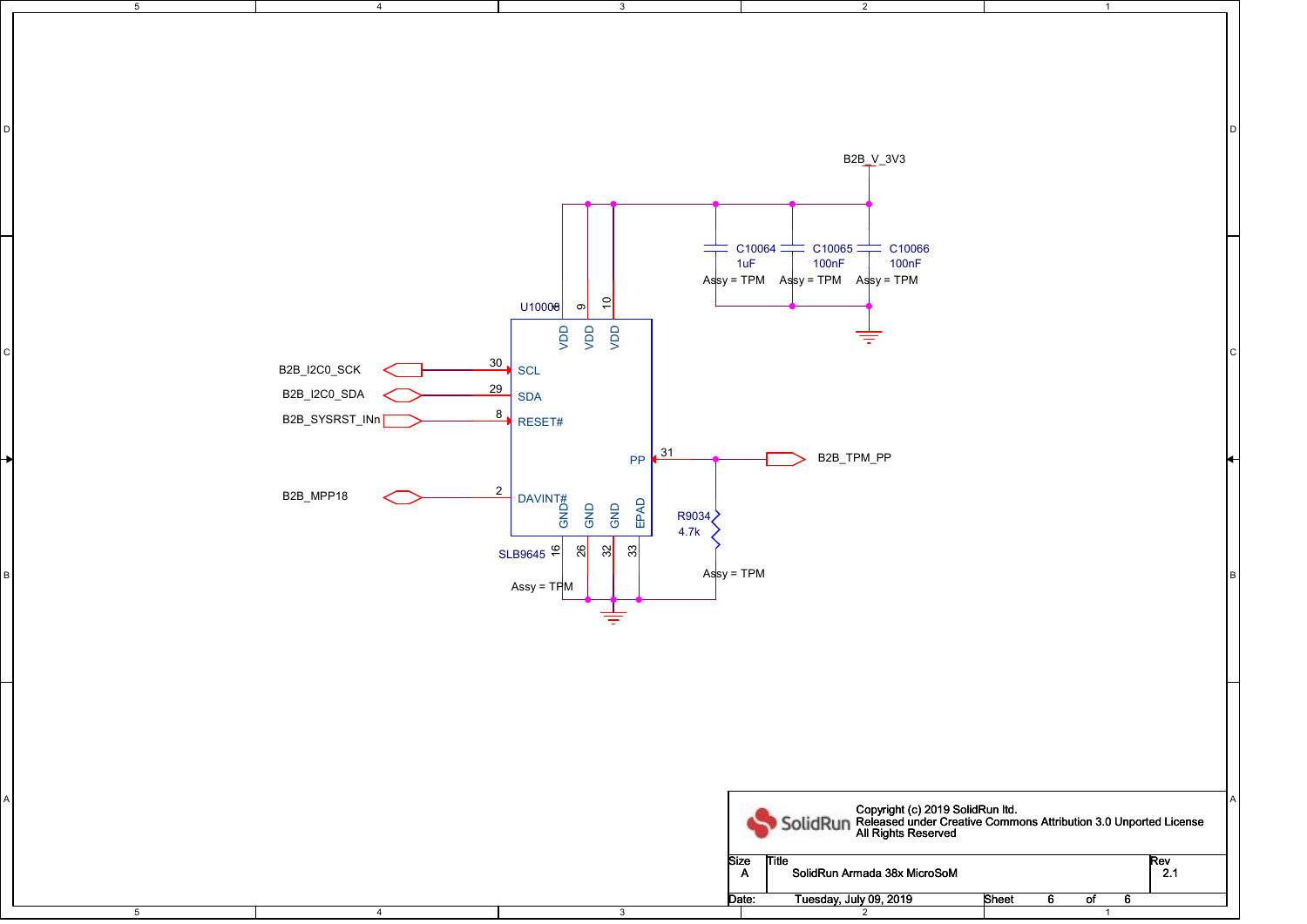B2B_V_3V3

C10064
1uF
Assy = TPM

C10065
100nF
Assy = TPM

C10066
100nF
Assy = TPM

U10008

SLB9645

Assy = TPM

| Pin | Name | Net |
| --- | --- | --- |
| 8 | VDD | B2B_V_3V3 |
| 9 | VDD | B2B_V_3V3 |
| 10 | VDD | B2B_V_3V3 |
| 30 | SCL | B2B_I2C0_SCK |
| 29 | SDA | B2B_I2C0_SDA |
| 8 | RESET# | B2B_SYSRST_INn |
| 31 | PP | B2B_TPM_PP |
| 2 | DAVINT# | B2B_MPP18 |
| 16 | GND | GND |
| 26 | GND | GND |
| 32 | GND | GND |
| 33 | EPAD | GND |

R9034
4.7k
Assy = TPM

Copyright (c) 2019 SolidRun ltd.
Released under Creative Commons Attribution 3.0 Unported License
All Rights Reserved

| Size | Title | Rev |
| --- | --- | --- |
| A | SolidRun Armada 38x MicroSoM | 2.1 |

Date: Tuesday, July 09, 2019 Sheet 6 of 6